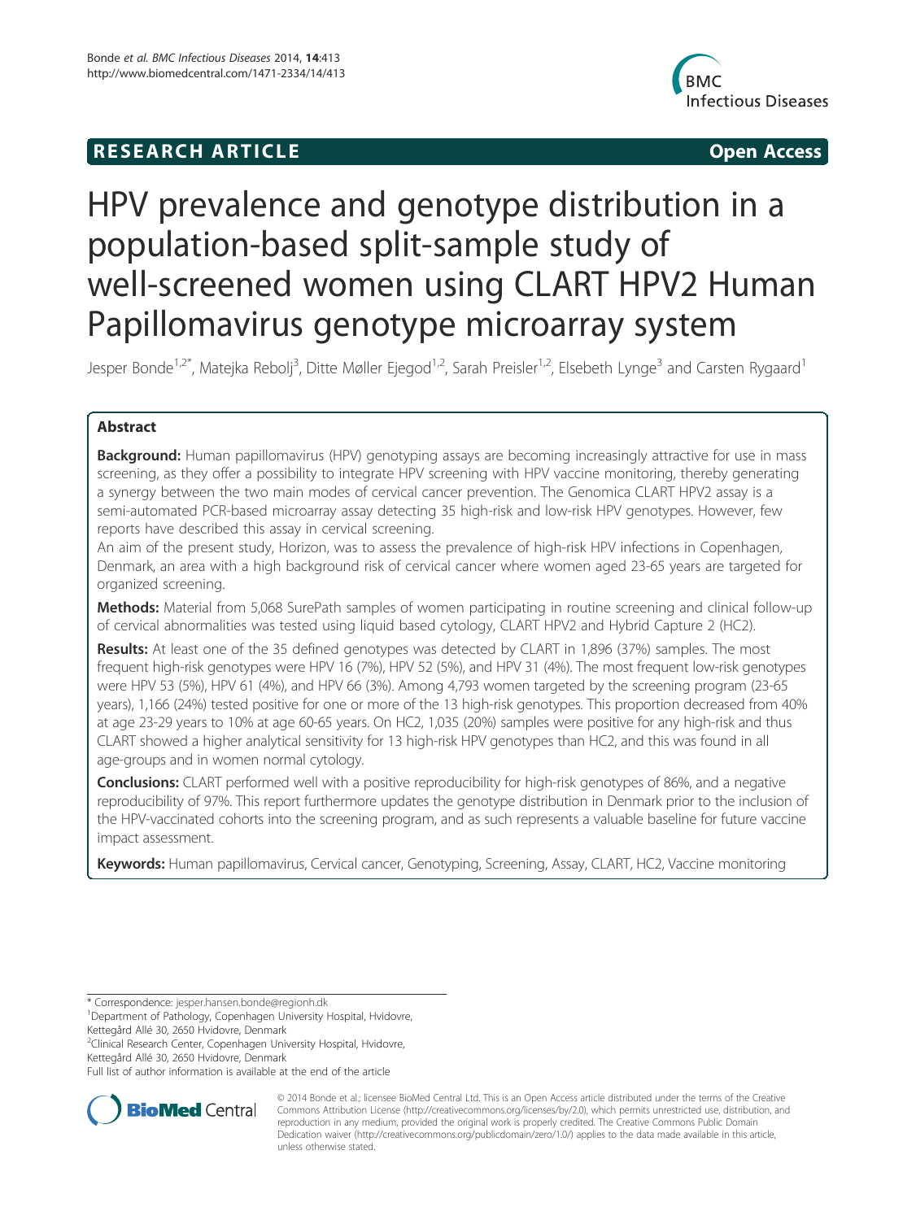**RESEARCH ARTICLE** **Open Access**

# HPV prevalence and genotype distribution in a population-based split-sample study of well-screened women using CLART HPV2 Human Papillomavirus genotype microarray system

Jesper Bonde[1,2*], Matejka Rebolj[3], Ditte Møller Ejegod[1,2], Sarah Preisler[1,2], Elsebeth Lynge[3] and Carsten Rygaard[1]

## Abstract

**Background:** Human papillomavirus (HPV) genotyping assays are becoming increasingly attractive for use in mass screening, as they offer a possibility to integrate HPV screening with HPV vaccine monitoring, thereby generating a synergy between the two main modes of cervical cancer prevention. The Genomica CLART HPV2 assay is a semi-automated PCR-based microarray assay detecting 35 high-risk and low-risk HPV genotypes. However, few reports have described this assay in cervical screening.

An aim of the present study, Horizon, was to assess the prevalence of high-risk HPV infections in Copenhagen, Denmark, an area with a high background risk of cervical cancer where women aged 23-65 years are targeted for organized screening.

**Methods:** Material from 5,068 SurePath samples of women participating in routine screening and clinical follow-up of cervical abnormalities was tested using liquid based cytology, CLART HPV2 and Hybrid Capture 2 (HC2).

**Results:** At least one of the 35 defined genotypes was detected by CLART in 1,896 (37%) samples. The most frequent high-risk genotypes were HPV 16 (7%), HPV 52 (5%), and HPV 31 (4%). The most frequent low-risk genotypes were HPV 53 (5%), HPV 61 (4%), and HPV 66 (3%). Among 4,793 women targeted by the screening program (23-65 years), 1,166 (24%) tested positive for one or more of the 13 high-risk genotypes. This proportion decreased from 40% at age 23-29 years to 10% at age 60-65 years. On HC2, 1,035 (20%) samples were positive for any high-risk and thus CLART showed a higher analytical sensitivity for 13 high-risk HPV genotypes than HC2, and this was found in all age-groups and in women normal cytology.

**Conclusions:** CLART performed well with a positive reproducibility for high-risk genotypes of 86%, and a negative reproducibility of 97%. This report furthermore updates the genotype distribution in Denmark prior to the inclusion of the HPV-vaccinated cohorts into the screening program, and as such represents a valuable baseline for future vaccine impact assessment.

**Keywords:** Human papillomavirus, Cervical cancer, Genotyping, Screening, Assay, CLART, HC2, Vaccine monitoring

---

* Correspondence: jesper.hansen.bonde@regionh.dk

[1]Department of Pathology, Copenhagen University Hospital, Hvidovre, Kettegård Allé 30, 2650 Hvidovre, Denmark

[2]Clinical Research Center, Copenhagen University Hospital, Hvidovre, Kettegård Allé 30, 2650 Hvidovre, Denmark

Full list of author information is available at the end of the article

© 2014 Bonde et al.; licensee BioMed Central Ltd. This is an Open Access article distributed under the terms of the Creative Commons Attribution License (http://creativecommons.org/licenses/by/2.0), which permits unrestricted use, distribution, and reproduction in any medium, provided the original work is properly credited. The Creative Commons Public Domain Dedication waiver (http://creativecommons.org/publicdomain/zero/1.0/) applies to the data made available in this article, unless otherwise stated.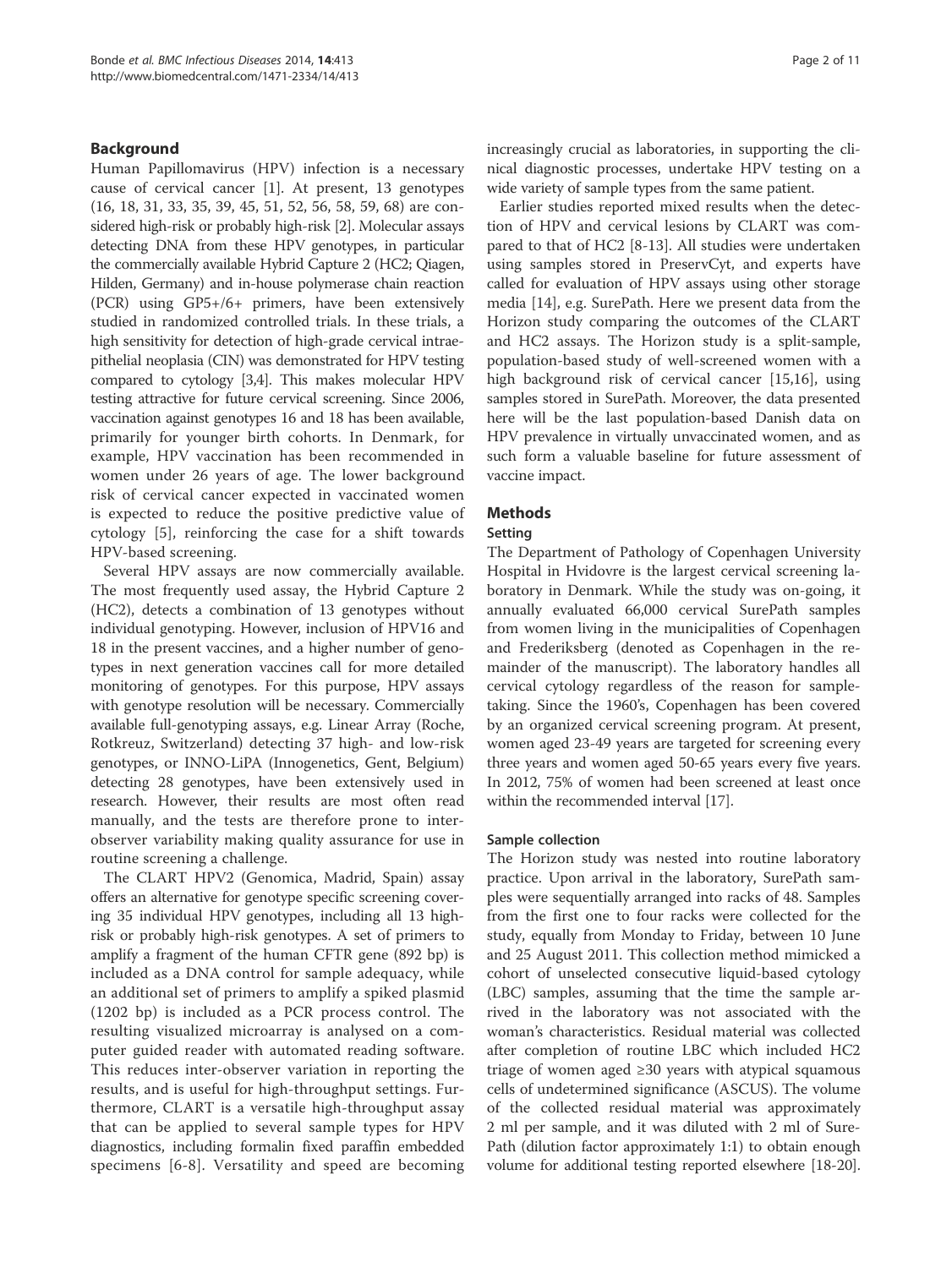## Background

Human Papillomavirus (HPV) infection is a necessary cause of cervical cancer [1]. At present, 13 genotypes (16, 18, 31, 33, 35, 39, 45, 51, 52, 56, 58, 59, 68) are considered high-risk or probably high-risk [2]. Molecular assays detecting DNA from these HPV genotypes, in particular the commercially available Hybrid Capture 2 (HC2; Qiagen, Hilden, Germany) and in-house polymerase chain reaction (PCR) using GP5+/6+ primers, have been extensively studied in randomized controlled trials. In these trials, a high sensitivity for detection of high-grade cervical intraepithelial neoplasia (CIN) was demonstrated for HPV testing compared to cytology [3,4]. This makes molecular HPV testing attractive for future cervical screening. Since 2006, vaccination against genotypes 16 and 18 has been available, primarily for younger birth cohorts. In Denmark, for example, HPV vaccination has been recommended in women under 26 years of age. The lower background risk of cervical cancer expected in vaccinated women is expected to reduce the positive predictive value of cytology [5], reinforcing the case for a shift towards HPV-based screening.

Several HPV assays are now commercially available. The most frequently used assay, the Hybrid Capture 2 (HC2), detects a combination of 13 genotypes without individual genotyping. However, inclusion of HPV16 and 18 in the present vaccines, and a higher number of genotypes in next generation vaccines call for more detailed monitoring of genotypes. For this purpose, HPV assays with genotype resolution will be necessary. Commercially available full-genotyping assays, e.g. Linear Array (Roche, Rotkreuz, Switzerland) detecting 37 high- and low-risk genotypes, or INNO-LiPA (Innogenetics, Gent, Belgium) detecting 28 genotypes, have been extensively used in research. However, their results are most often read manually, and the tests are therefore prone to inter-observer variability making quality assurance for use in routine screening a challenge.

The CLART HPV2 (Genomica, Madrid, Spain) assay offers an alternative for genotype specific screening covering 35 individual HPV genotypes, including all 13 high-risk or probably high-risk genotypes. A set of primers to amplify a fragment of the human CFTR gene (892 bp) is included as a DNA control for sample adequacy, while an additional set of primers to amplify a spiked plasmid (1202 bp) is included as a PCR process control. The resulting visualized microarray is analysed on a computer guided reader with automated reading software. This reduces inter-observer variation in reporting the results, and is useful for high-throughput settings. Furthermore, CLART is a versatile high-throughput assay that can be applied to several sample types for HPV diagnostics, including formalin fixed paraffin embedded specimens [6-8]. Versatility and speed are becoming increasingly crucial as laboratories, in supporting the clinical diagnostic processes, undertake HPV testing on a wide variety of sample types from the same patient.

Earlier studies reported mixed results when the detection of HPV and cervical lesions by CLART was compared to that of HC2 [8-13]. All studies were undertaken using samples stored in PreservCyt, and experts have called for evaluation of HPV assays using other storage media [14], e.g. SurePath. Here we present data from the Horizon study comparing the outcomes of the CLART and HC2 assays. The Horizon study is a split-sample, population-based study of well-screened women with a high background risk of cervical cancer [15,16], using samples stored in SurePath. Moreover, the data presented here will be the last population-based Danish data on HPV prevalence in virtually unvaccinated women, and as such form a valuable baseline for future assessment of vaccine impact.

## Methods

### Setting

The Department of Pathology of Copenhagen University Hospital in Hvidovre is the largest cervical screening laboratory in Denmark. While the study was on-going, it annually evaluated 66,000 cervical SurePath samples from women living in the municipalities of Copenhagen and Frederiksberg (denoted as Copenhagen in the remainder of the manuscript). The laboratory handles all cervical cytology regardless of the reason for sample-taking. Since the 1960's, Copenhagen has been covered by an organized cervical screening program. At present, women aged 23-49 years are targeted for screening every three years and women aged 50-65 years every five years. In 2012, 75% of women had been screened at least once within the recommended interval [17].

### Sample collection

The Horizon study was nested into routine laboratory practice. Upon arrival in the laboratory, SurePath samples were sequentially arranged into racks of 48. Samples from the first one to four racks were collected for the study, equally from Monday to Friday, between 10 June and 25 August 2011. This collection method mimicked a cohort of unselected consecutive liquid-based cytology (LBC) samples, assuming that the time the sample arrived in the laboratory was not associated with the woman's characteristics. Residual material was collected after completion of routine LBC which included HC2 triage of women aged ≥30 years with atypical squamous cells of undetermined significance (ASCUS). The volume of the collected residual material was approximately 2 ml per sample, and it was diluted with 2 ml of SurePath (dilution factor approximately 1:1) to obtain enough volume for additional testing reported elsewhere [18-20].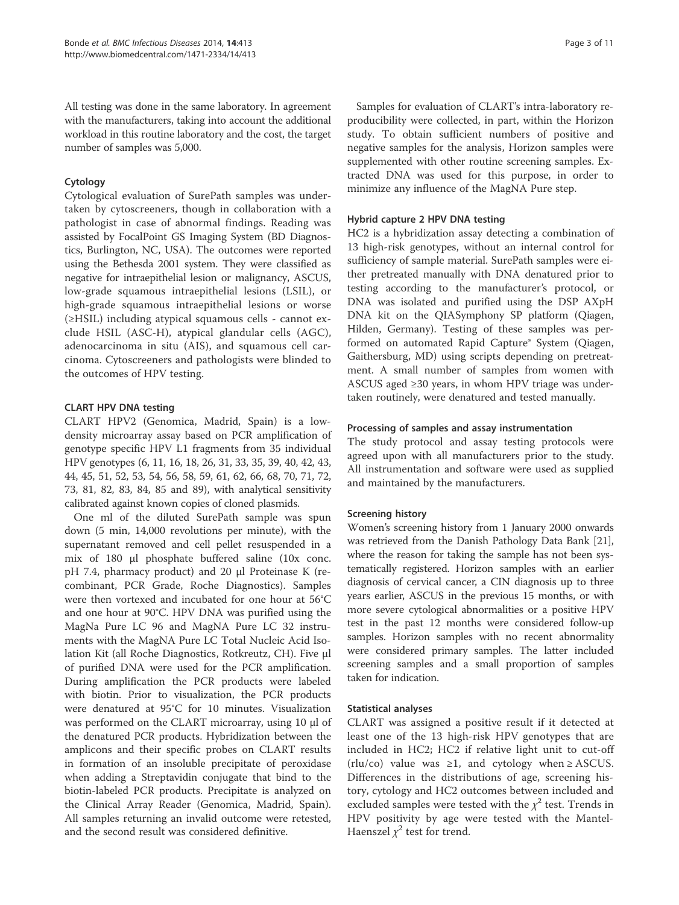All testing was done in the same laboratory. In agreement with the manufacturers, taking into account the additional workload in this routine laboratory and the cost, the target number of samples was 5,000.

### Cytology

Cytological evaluation of SurePath samples was undertaken by cytoscreeners, though in collaboration with a pathologist in case of abnormal findings. Reading was assisted by FocalPoint GS Imaging System (BD Diagnostics, Burlington, NC, USA). The outcomes were reported using the Bethesda 2001 system. They were classified as negative for intraepithelial lesion or malignancy, ASCUS, low-grade squamous intraepithelial lesions (LSIL), or high-grade squamous intraepithelial lesions or worse (≥HSIL) including atypical squamous cells - cannot exclude HSIL (ASC-H), atypical glandular cells (AGC), adenocarcinoma in situ (AIS), and squamous cell carcinoma. Cytoscreeners and pathologists were blinded to the outcomes of HPV testing.

### CLART HPV DNA testing

CLART HPV2 (Genomica, Madrid, Spain) is a low-density microarray assay based on PCR amplification of genotype specific HPV L1 fragments from 35 individual HPV genotypes (6, 11, 16, 18, 26, 31, 33, 35, 39, 40, 42, 43, 44, 45, 51, 52, 53, 54, 56, 58, 59, 61, 62, 66, 68, 70, 71, 72, 73, 81, 82, 83, 84, 85 and 89), with analytical sensitivity calibrated against known copies of cloned plasmids.

One ml of the diluted SurePath sample was spun down (5 min, 14,000 revolutions per minute), with the supernatant removed and cell pellet resuspended in a mix of 180 μl phosphate buffered saline (10x conc. pH 7.4, pharmacy product) and 20 μl Proteinase K (recombinant, PCR Grade, Roche Diagnostics). Samples were then vortexed and incubated for one hour at 56°C and one hour at 90°C. HPV DNA was purified using the MagNa Pure LC 96 and MagNA Pure LC 32 instruments with the MagNA Pure LC Total Nucleic Acid Isolation Kit (all Roche Diagnostics, Rotkreutz, CH). Five μl of purified DNA were used for the PCR amplification. During amplification the PCR products were labeled with biotin. Prior to visualization, the PCR products were denatured at 95°C for 10 minutes. Visualization was performed on the CLART microarray, using 10 μl of the denatured PCR products. Hybridization between the amplicons and their specific probes on CLART results in formation of an insoluble precipitate of peroxidase when adding a Streptavidin conjugate that bind to the biotin-labeled PCR products. Precipitate is analyzed on the Clinical Array Reader (Genomica, Madrid, Spain). All samples returning an invalid outcome were retested, and the second result was considered definitive.

Samples for evaluation of CLART's intra-laboratory reproducibility were collected, in part, within the Horizon study. To obtain sufficient numbers of positive and negative samples for the analysis, Horizon samples were supplemented with other routine screening samples. Extracted DNA was used for this purpose, in order to minimize any influence of the MagNA Pure step.

### Hybrid capture 2 HPV DNA testing

HC2 is a hybridization assay detecting a combination of 13 high-risk genotypes, without an internal control for sufficiency of sample material. SurePath samples were either pretreated manually with DNA denatured prior to testing according to the manufacturer's protocol, or DNA was isolated and purified using the DSP AXpH DNA kit on the QIASymphony SP platform (Qiagen, Hilden, Germany). Testing of these samples was performed on automated Rapid Capture® System (Qiagen, Gaithersburg, MD) using scripts depending on pretreatment. A small number of samples from women with ASCUS aged ≥30 years, in whom HPV triage was undertaken routinely, were denatured and tested manually.

### Processing of samples and assay instrumentation

The study protocol and assay testing protocols were agreed upon with all manufacturers prior to the study. All instrumentation and software were used as supplied and maintained by the manufacturers.

### Screening history

Women's screening history from 1 January 2000 onwards was retrieved from the Danish Pathology Data Bank [21], where the reason for taking the sample has not been systematically registered. Horizon samples with an earlier diagnosis of cervical cancer, a CIN diagnosis up to three years earlier, ASCUS in the previous 15 months, or with more severe cytological abnormalities or a positive HPV test in the past 12 months were considered follow-up samples. Horizon samples with no recent abnormality were considered primary samples. The latter included screening samples and a small proportion of samples taken for indication.

### Statistical analyses

CLART was assigned a positive result if it detected at least one of the 13 high-risk HPV genotypes that are included in HC2; HC2 if relative light unit to cut-off (rlu/co) value was ≥1, and cytology when ≥ ASCUS. Differences in the distributions of age, screening history, cytology and HC2 outcomes between included and excluded samples were tested with the $\chi^2$ test. Trends in HPV positivity by age were tested with the Mantel-Haenszel $\chi^2$ test for trend.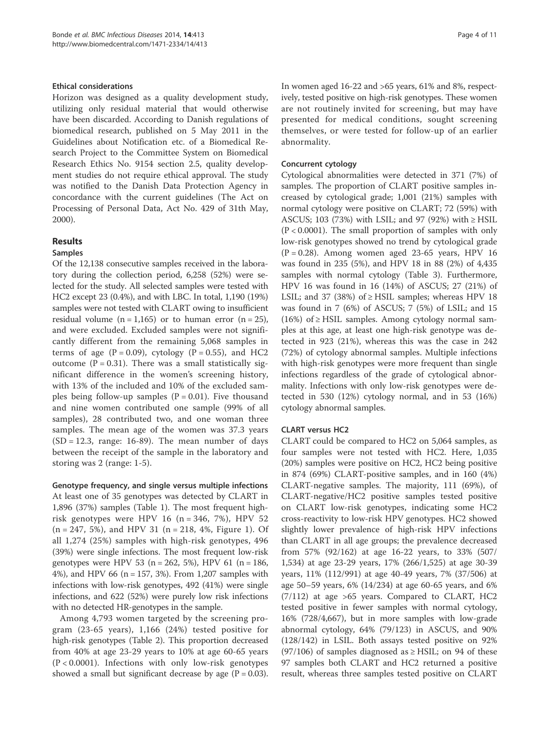### Ethical considerations

Horizon was designed as a quality development study, utilizing only residual material that would otherwise have been discarded. According to Danish regulations of biomedical research, published on 5 May 2011 in the Guidelines about Notification etc. of a Biomedical Research Project to the Committee System on Biomedical Research Ethics No. 9154 section 2.5, quality development studies do not require ethical approval. The study was notified to the Danish Data Protection Agency in concordance with the current guidelines (The Act on Processing of Personal Data, Act No. 429 of 31th May, 2000).

## Results

### Samples

Of the 12,138 consecutive samples received in the laboratory during the collection period, 6,258 (52%) were selected for the study. All selected samples were tested with HC2 except 23 (0.4%), and with LBC. In total, 1,190 (19%) samples were not tested with CLART owing to insufficient residual volume (n = 1,165) or to human error (n = 25), and were excluded. Excluded samples were not significantly different from the remaining 5,068 samples in terms of age (P = 0.09), cytology (P = 0.55), and HC2 outcome (P = 0.31). There was a small statistically significant difference in the women's screening history, with 13% of the included and 10% of the excluded samples being follow-up samples (P = 0.01). Five thousand and nine women contributed one sample (99% of all samples), 28 contributed two, and one woman three samples. The mean age of the women was 37.3 years (SD = 12.3, range: 16-89). The mean number of days between the receipt of the sample in the laboratory and storing was 2 (range: 1-5).

### Genotype frequency, and single versus multiple infections

At least one of 35 genotypes was detected by CLART in 1,896 (37%) samples (Table 1). The most frequent high-risk genotypes were HPV 16 (n = 346, 7%), HPV 52 (n = 247, 5%), and HPV 31 (n = 218, 4%, Figure 1). Of all 1,274 (25%) samples with high-risk genotypes, 496 (39%) were single infections. The most frequent low-risk genotypes were HPV 53 (n = 262, 5%), HPV 61 (n = 186, 4%), and HPV 66 (n = 157, 3%). From 1,207 samples with infections with low-risk genotypes, 492 (41%) were single infections, and 622 (52%) were purely low risk infections with no detected HR-genotypes in the sample.

Among 4,793 women targeted by the screening program (23-65 years), 1,166 (24%) tested positive for high-risk genotypes (Table 2). This proportion decreased from 40% at age 23-29 years to 10% at age 60-65 years (P < 0.0001). Infections with only low-risk genotypes showed a small but significant decrease by age (P = 0.03). In women aged 16-22 and >65 years, 61% and 8%, respectively, tested positive on high-risk genotypes. These women are not routinely invited for screening, but may have presented for medical conditions, sought screening themselves, or were tested for follow-up of an earlier abnormality.

### Concurrent cytology

Cytological abnormalities were detected in 371 (7%) of samples. The proportion of CLART positive samples increased by cytological grade; 1,001 (21%) samples with normal cytology were positive on CLART; 72 (59%) with ASCUS; 103 (73%) with LSIL; and 97 (92%) with ≥ HSIL (P < 0.0001). The small proportion of samples with only low-risk genotypes showed no trend by cytological grade (P = 0.28). Among women aged 23-65 years, HPV 16 was found in 235 (5%), and HPV 18 in 88 (2%) of 4,435 samples with normal cytology (Table 3). Furthermore, HPV 16 was found in 16 (14%) of ASCUS; 27 (21%) of LSIL; and 37 (38%) of ≥ HSIL samples; whereas HPV 18 was found in 7 (6%) of ASCUS; 7 (5%) of LSIL; and 15 (16%) of ≥ HSIL samples. Among cytology normal samples at this age, at least one high-risk genotype was detected in 923 (21%), whereas this was the case in 242 (72%) of cytology abnormal samples. Multiple infections with high-risk genotypes were more frequent than single infections regardless of the grade of cytological abnormality. Infections with only low-risk genotypes were detected in 530 (12%) cytology normal, and in 53 (16%) cytology abnormal samples.

### CLART versus HC2

CLART could be compared to HC2 on 5,064 samples, as four samples were not tested with HC2. Here, 1,035 (20%) samples were positive on HC2, HC2 being positive in 874 (69%) CLART-positive samples, and in 160 (4%) CLART-negative samples. The majority, 111 (69%), of CLART-negative/HC2 positive samples tested positive on CLART low-risk genotypes, indicating some HC2 cross-reactivity to low-risk HPV genotypes. HC2 showed slightly lower prevalence of high-risk HPV infections than CLART in all age groups; the prevalence decreased from 57% (92/162) at age 16-22 years, to 33% (507/1,534) at age 23-29 years, 17% (266/1,525) at age 30-39 years, 11% (112/991) at age 40-49 years, 7% (37/506) at age 50–59 years, 6% (14/234) at age 60-65 years, and 6% (7/112) at age >65 years. Compared to CLART, HC2 tested positive in fewer samples with normal cytology, 16% (728/4,667), but in more samples with low-grade abnormal cytology, 64% (79/123) in ASCUS, and 90% (128/142) in LSIL. Both assays tested positive on 92% (97/106) of samples diagnosed as ≥ HSIL; on 94 of these 97 samples both CLART and HC2 returned a positive result, whereas three samples tested positive on CLART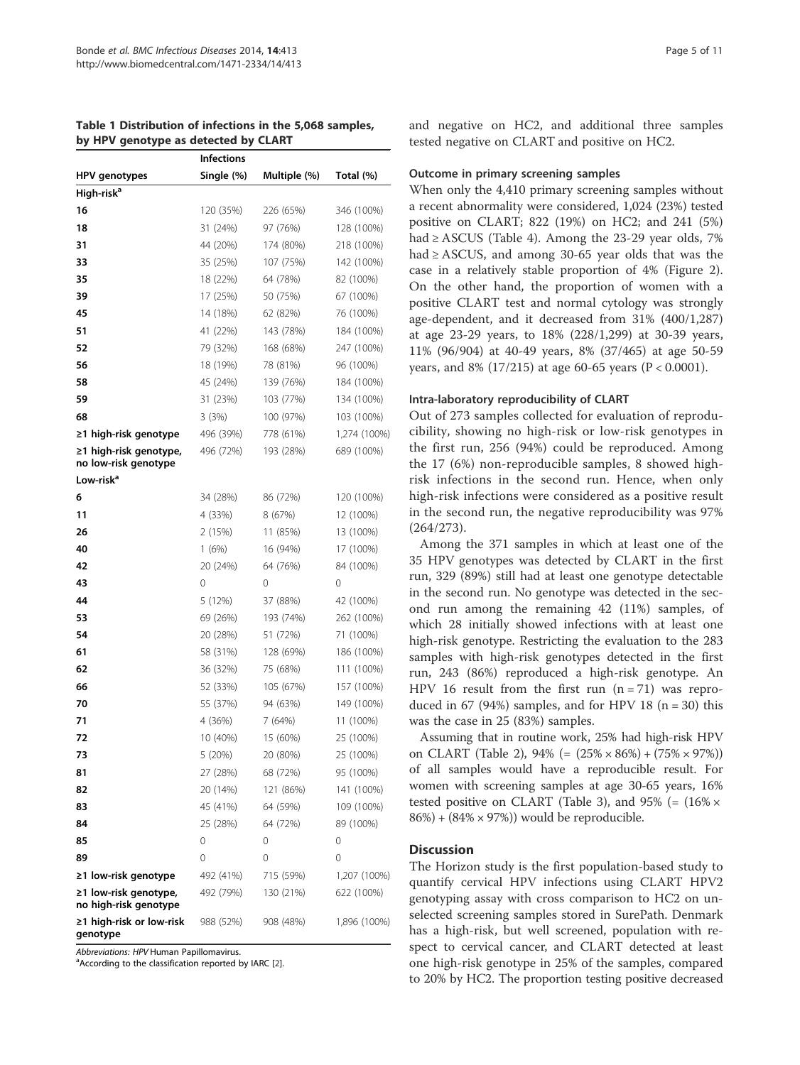**Table 1 Distribution of infections in the 5,068 samples, by HPV genotype as detected by CLART**

| | Infections | | |
|---|---|---|---|
| HPV genotypes | Single (%) | Multiple (%) | Total (%) |
| **High-risk**[a] | | | |
| **16** | 120 (35%) | 226 (65%) | 346 (100%) |
| **18** | 31 (24%) | 97 (76%) | 128 (100%) |
| **31** | 44 (20%) | 174 (80%) | 218 (100%) |
| **33** | 35 (25%) | 107 (75%) | 142 (100%) |
| **35** | 18 (22%) | 64 (78%) | 82 (100%) |
| **39** | 17 (25%) | 50 (75%) | 67 (100%) |
| **45** | 14 (18%) | 62 (82%) | 76 (100%) |
| **51** | 41 (22%) | 143 (78%) | 184 (100%) |
| **52** | 79 (32%) | 168 (68%) | 247 (100%) |
| **56** | 18 (19%) | 78 (81%) | 96 (100%) |
| **58** | 45 (24%) | 139 (76%) | 184 (100%) |
| **59** | 31 (23%) | 103 (77%) | 134 (100%) |
| **68** | 3 (3%) | 100 (97%) | 103 (100%) |
| **≥1 high-risk genotype** | 496 (39%) | 778 (61%) | 1,274 (100%) |
| **≥1 high-risk genotype, no low-risk genotype** | 496 (72%) | 193 (28%) | 689 (100%) |
| **Low-risk**[a] | | | |
| **6** | 34 (28%) | 86 (72%) | 120 (100%) |
| **11** | 4 (33%) | 8 (67%) | 12 (100%) |
| **26** | 2 (15%) | 11 (85%) | 13 (100%) |
| **40** | 1 (6%) | 16 (94%) | 17 (100%) |
| **42** | 20 (24%) | 64 (76%) | 84 (100%) |
| **43** | 0 | 0 | 0 |
| **44** | 5 (12%) | 37 (88%) | 42 (100%) |
| **53** | 69 (26%) | 193 (74%) | 262 (100%) |
| **54** | 20 (28%) | 51 (72%) | 71 (100%) |
| **61** | 58 (31%) | 128 (69%) | 186 (100%) |
| **62** | 36 (32%) | 75 (68%) | 111 (100%) |
| **66** | 52 (33%) | 105 (67%) | 157 (100%) |
| **70** | 55 (37%) | 94 (63%) | 149 (100%) |
| **71** | 4 (36%) | 7 (64%) | 11 (100%) |
| **72** | 10 (40%) | 15 (60%) | 25 (100%) |
| **73** | 5 (20%) | 20 (80%) | 25 (100%) |
| **81** | 27 (28%) | 68 (72%) | 95 (100%) |
| **82** | 20 (14%) | 121 (86%) | 141 (100%) |
| **83** | 45 (41%) | 64 (59%) | 109 (100%) |
| **84** | 25 (28%) | 64 (72%) | 89 (100%) |
| **85** | 0 | 0 | 0 |
| **89** | 0 | 0 | 0 |
| **≥1 low-risk genotype** | 492 (41%) | 715 (59%) | 1,207 (100%) |
| **≥1 low-risk genotype, no high-risk genotype** | 492 (79%) | 130 (21%) | 622 (100%) |
| **≥1 high-risk or low-risk genotype** | 988 (52%) | 908 (48%) | 1,896 (100%) |

*Abbreviations: HPV* Human Papillomavirus.
[a]According to the classification reported by IARC [2].

and negative on HC2, and additional three samples tested negative on CLART and positive on HC2.

### Outcome in primary screening samples

When only the 4,410 primary screening samples without a recent abnormality were considered, 1,024 (23%) tested positive on CLART; 822 (19%) on HC2; and 241 (5%) had ≥ ASCUS (Table 4). Among the 23-29 year olds, 7% had ≥ ASCUS, and among 30-65 year olds that was the case in a relatively stable proportion of 4% (Figure 2). On the other hand, the proportion of women with a positive CLART test and normal cytology was strongly age-dependent, and it decreased from 31% (400/1,287) at age 23-29 years, to 18% (228/1,299) at 30-39 years, 11% (96/904) at 40-49 years, 8% (37/465) at age 50-59 years, and 8% (17/215) at age 60-65 years ($P < 0.0001$).

### Intra-laboratory reproducibility of CLART

Out of 273 samples collected for evaluation of reproducibility, showing no high-risk or low-risk genotypes in the first run, 256 (94%) could be reproduced. Among the 17 (6%) non-reproducible samples, 8 showed high-risk infections in the second run. Hence, when only high-risk infections were considered as a positive result in the second run, the negative reproducibility was 97% (264/273).

Among the 371 samples in which at least one of the 35 HPV genotypes was detected by CLART in the first run, 329 (89%) still had at least one genotype detectable in the second run. No genotype was detected in the second run among the remaining 42 (11%) samples, of which 28 initially showed infections with at least one high-risk genotype. Restricting the evaluation to the 283 samples with high-risk genotypes detected in the first run, 243 (86%) reproduced a high-risk genotype. An HPV 16 result from the first run ($n = 71$) was reproduced in 67 (94%) samples, and for HPV 18 ($n = 30$) this was the case in 25 (83%) samples.

Assuming that in routine work, 25% had high-risk HPV on CLART (Table 2), 94% (= (25% × 86%) + (75% × 97%)) of all samples would have a reproducible result. For women with screening samples at age 30-65 years, 16% tested positive on CLART (Table 3), and 95% (= (16% × 86%) + (84% × 97%)) would be reproducible.

## Discussion

The Horizon study is the first population-based study to quantify cervical HPV infections using CLART HPV2 genotyping assay with cross comparison to HC2 on unselected screening samples stored in SurePath. Denmark has a high-risk, but well screened, population with respect to cervical cancer, and CLART detected at least one high-risk genotype in 25% of the samples, compared to 20% by HC2. The proportion testing positive decreased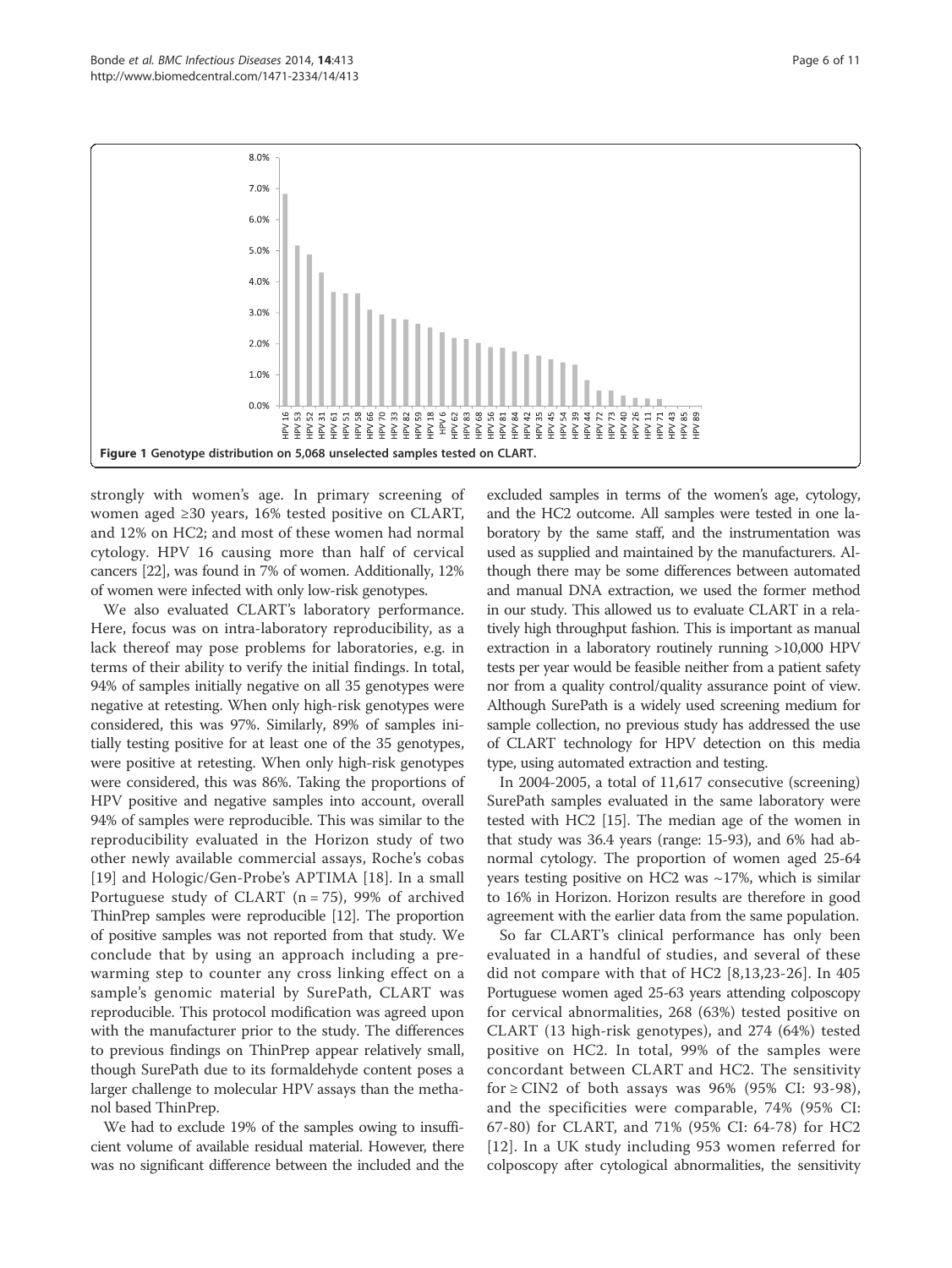Figure 1 Genotype distribution on 5,068 unselected samples tested on CLART.

strongly with women's age. In primary screening of women aged ≥30 years, 16% tested positive on CLART, and 12% on HC2; and most of these women had normal cytology. HPV 16 causing more than half of cervical cancers [22], was found in 7% of women. Additionally, 12% of women were infected with only low-risk genotypes.

We also evaluated CLART's laboratory performance. Here, focus was on intra-laboratory reproducibility, as a lack thereof may pose problems for laboratories, e.g. in terms of their ability to verify the initial findings. In total, 94% of samples initially negative on all 35 genotypes were negative at retesting. When only high-risk genotypes were considered, this was 97%. Similarly, 89% of samples initially testing positive for at least one of the 35 genotypes, were positive at retesting. When only high-risk genotypes were considered, this was 86%. Taking the proportions of HPV positive and negative samples into account, overall 94% of samples were reproducible. This was similar to the reproducibility evaluated in the Horizon study of two other newly available commercial assays, Roche's cobas [19] and Hologic/Gen-Probe's APTIMA [18]. In a small Portuguese study of CLART (n = 75), 99% of archived ThinPrep samples were reproducible [12]. The proportion of positive samples was not reported from that study. We conclude that by using an approach including a pre-warming step to counter any cross linking effect on a sample's genomic material by SurePath, CLART was reproducible. This protocol modification was agreed upon with the manufacturer prior to the study. The differences to previous findings on ThinPrep appear relatively small, though SurePath due to its formaldehyde content poses a larger challenge to molecular HPV assays than the methanol based ThinPrep.

We had to exclude 19% of the samples owing to insufficient volume of available residual material. However, there was no significant difference between the included and the excluded samples in terms of the women's age, cytology, and the HC2 outcome. All samples were tested in one laboratory by the same staff, and the instrumentation was used as supplied and maintained by the manufacturers. Although there may be some differences between automated and manual DNA extraction, we used the former method in our study. This allowed us to evaluate CLART in a relatively high throughput fashion. This is important as manual extraction in a laboratory routinely running >10,000 HPV tests per year would be feasible neither from a patient safety nor from a quality control/quality assurance point of view. Although SurePath is a widely used screening medium for sample collection, no previous study has addressed the use of CLART technology for HPV detection on this media type, using automated extraction and testing.

In 2004-2005, a total of 11,617 consecutive (screening) SurePath samples evaluated in the same laboratory were tested with HC2 [15]. The median age of the women in that study was 36.4 years (range: 15-93), and 6% had abnormal cytology. The proportion of women aged 25-64 years testing positive on HC2 was ~17%, which is similar to 16% in Horizon. Horizon results are therefore in good agreement with the earlier data from the same population.

So far CLART's clinical performance has only been evaluated in a handful of studies, and several of these did not compare with that of HC2 [8,13,23-26]. In 405 Portuguese women aged 25-63 years attending colposcopy for cervical abnormalities, 268 (63%) tested positive on CLART (13 high-risk genotypes), and 274 (64%) tested positive on HC2. In total, 99% of the samples were concordant between CLART and HC2. The sensitivity for ≥ CIN2 of both assays was 96% (95% CI: 93-98), and the specificities were comparable, 74% (95% CI: 67-80) for CLART, and 71% (95% CI: 64-78) for HC2 [12]. In a UK study including 953 women referred for colposcopy after cytological abnormalities, the sensitivity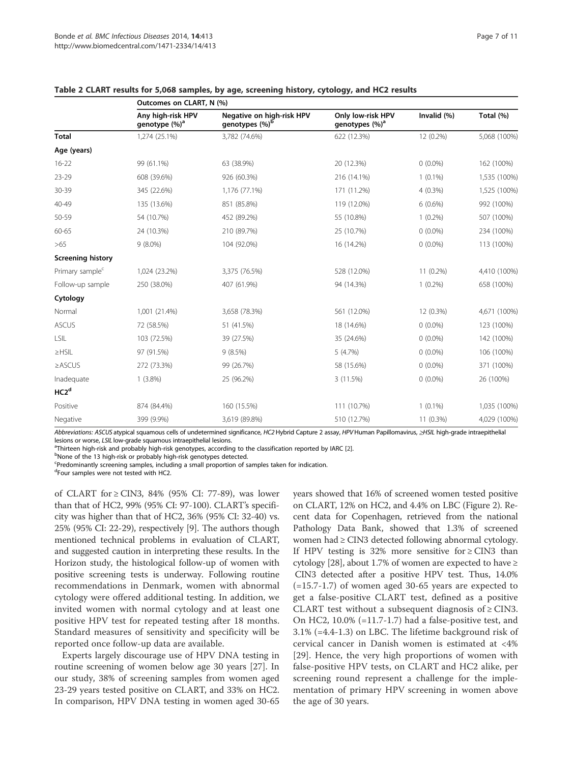**Table 2 CLART results for 5,068 samples, by age, screening history, cytology, and HC2 results**

| | Outcomes on CLART, N (%) | | | | |
|---|---|---|---|---|---|
| | Any high-risk HPV genotype (%)[a] | Negative on high-risk HPV genotypes (%)[b] | Only low-risk HPV genotypes (%)[a] | Invalid (%) | Total (%) |
| **Total** | 1,274 (25.1%) | 3,782 (74.6%) | 622 (12.3%) | 12 (0.2%) | 5,068 (100%) |
| **Age (years)** | | | | | |
| 16-22 | 99 (61.1%) | 63 (38.9%) | 20 (12.3%) | 0 (0.0%) | 162 (100%) |
| 23-29 | 608 (39.6%) | 926 (60.3%) | 216 (14.1%) | 1 (0.1%) | 1,535 (100%) |
| 30-39 | 345 (22.6%) | 1,176 (77.1%) | 171 (11.2%) | 4 (0.3%) | 1,525 (100%) |
| 40-49 | 135 (13.6%) | 851 (85.8%) | 119 (12.0%) | 6 (0.6%) | 992 (100%) |
| 50-59 | 54 (10.7%) | 452 (89.2%) | 55 (10.8%) | 1 (0.2%) | 507 (100%) |
| 60-65 | 24 (10.3%) | 210 (89.7%) | 25 (10.7%) | 0 (0.0%) | 234 (100%) |
| >65 | 9 (8.0%) | 104 (92.0%) | 16 (14.2%) | 0 (0.0%) | 113 (100%) |
| **Screening history** | | | | | |
| Primary sample[c] | 1,024 (23.2%) | 3,375 (76.5%) | 528 (12.0%) | 11 (0.2%) | 4,410 (100%) |
| Follow-up sample | 250 (38.0%) | 407 (61.9%) | 94 (14.3%) | 1 (0.2%) | 658 (100%) |
| **Cytology** | | | | | |
| Normal | 1,001 (21.4%) | 3,658 (78.3%) | 561 (12.0%) | 12 (0.3%) | 4,671 (100%) |
| ASCUS | 72 (58.5%) | 51 (41.5%) | 18 (14.6%) | 0 (0.0%) | 123 (100%) |
| LSIL | 103 (72.5%) | 39 (27.5%) | 35 (24.6%) | 0 (0.0%) | 142 (100%) |
| ≥HSIL | 97 (91.5%) | 9 (8.5%) | 5 (4.7%) | 0 (0.0%) | 106 (100%) |
| ≥ASCUS | 272 (73.3%) | 99 (26.7%) | 58 (15.6%) | 0 (0.0%) | 371 (100%) |
| Inadequate | 1 (3.8%) | 25 (96.2%) | 3 (11.5%) | 0 (0.0%) | 26 (100%) |
| **HC2[d]** | | | | | |
| Positive | 874 (84.4%) | 160 (15.5%) | 111 (10.7%) | 1 (0.1%) | 1,035 (100%) |
| Negative | 399 (9.9%) | 3,619 (89.8%) | 510 (12.7%) | 11 (0.3%) | 4,029 (100%) |

*Abbreviations: ASCUS* atypical squamous cells of undetermined significance, *HC2* Hybrid Capture 2 assay, *HPV* Human Papillomavirus, *≥HSIL* high-grade intraepithelial lesions or worse, *LSIL* low-grade squamous intraepithelial lesions.
[a]Thirteen high-risk and probably high-risk genotypes, according to the classification reported by IARC [2].
[b]None of the 13 high-risk or probably high-risk genotypes detected.
[c]Predominantly screening samples, including a small proportion of samples taken for indication.
[d]Four samples were not tested with HC2.

of CLART for ≥ CIN3, 84% (95% CI: 77-89), was lower than that of HC2, 99% (95% CI: 97-100). CLART's specificity was higher than that of HC2, 36% (95% CI: 32-40) vs. 25% (95% CI: 22-29), respectively [9]. The authors though mentioned technical problems in evaluation of CLART, and suggested caution in interpreting these results. In the Horizon study, the histological follow-up of women with positive screening tests is underway. Following routine recommendations in Denmark, women with abnormal cytology were offered additional testing. In addition, we invited women with normal cytology and at least one positive HPV test for repeated testing after 18 months. Standard measures of sensitivity and specificity will be reported once follow-up data are available.

Experts largely discourage use of HPV DNA testing in routine screening of women below age 30 years [27]. In our study, 38% of screening samples from women aged 23-29 years tested positive on CLART, and 33% on HC2. In comparison, HPV DNA testing in women aged 30-65 years showed that 16% of screened women tested positive on CLART, 12% on HC2, and 4.4% on LBC (Figure 2). Recent data for Copenhagen, retrieved from the national Pathology Data Bank, showed that 1.3% of screened women had ≥ CIN3 detected following abnormal cytology. If HPV testing is 32% more sensitive for ≥ CIN3 than cytology [28], about 1.7% of women are expected to have ≥ CIN3 detected after a positive HPV test. Thus, 14.0% (=15.7-1.7) of women aged 30-65 years are expected to get a false-positive CLART test, defined as a positive CLART test without a subsequent diagnosis of ≥ CIN3. On HC2, 10.0% (=11.7-1.7) had a false-positive test, and 3.1% (=4.4-1.3) on LBC. The lifetime background risk of cervical cancer in Danish women is estimated at <4% [29]. Hence, the very high proportions of women with false-positive HPV tests, on CLART and HC2 alike, per screening round represent a challenge for the implementation of primary HPV screening in women above the age of 30 years.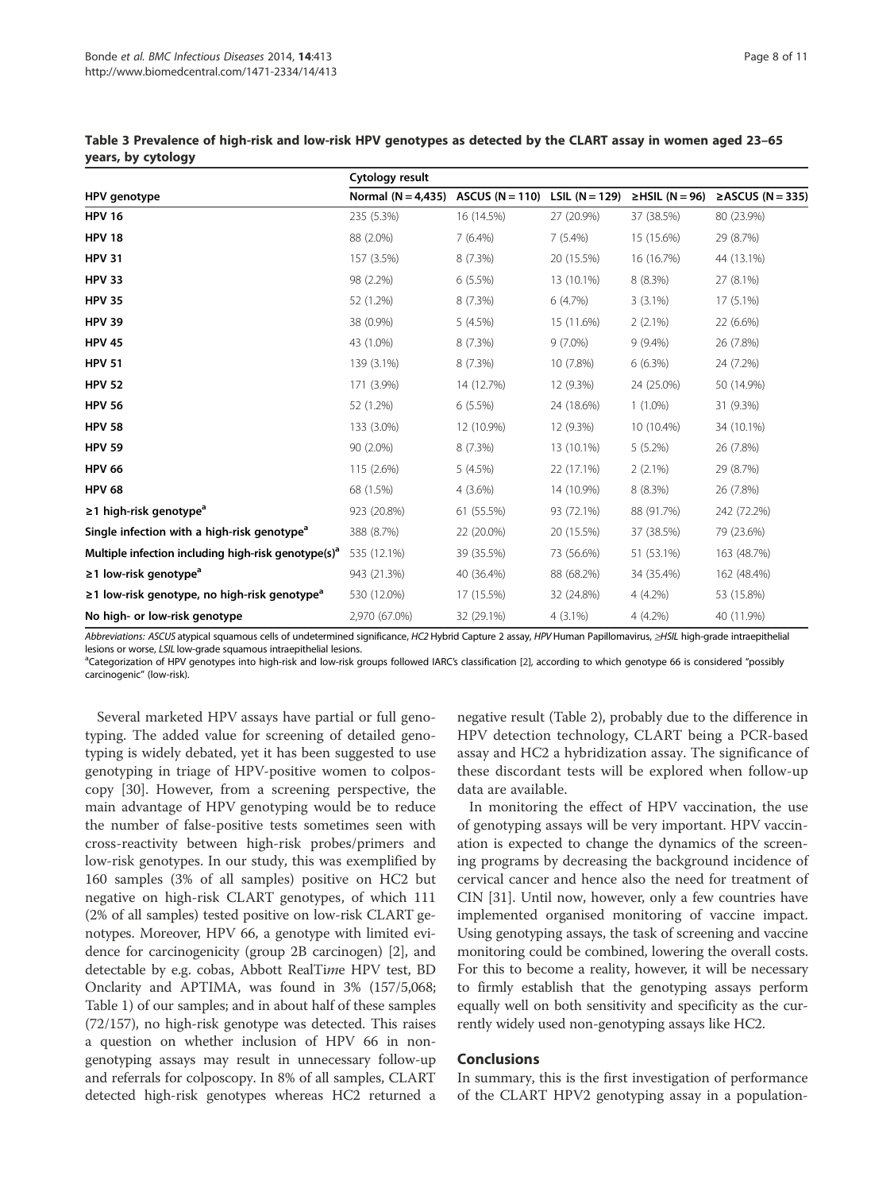**Table 3 Prevalence of high-risk and low-risk HPV genotypes as detected by the CLART assay in women aged 23–65 years, by cytology**

| | Cytology result | | | | |
|---|---|---|---|---|---|
| **HPV genotype** | Normal (N = 4,435) | ASCUS (N = 110) | LSIL (N = 129) | ≥HSIL (N = 96) | ≥ASCUS (N = 335) |
| **HPV 16** | 235 (5.3%) | 16 (14.5%) | 27 (20.9%) | 37 (38.5%) | 80 (23.9%) |
| **HPV 18** | 88 (2.0%) | 7 (6.4%) | 7 (5.4%) | 15 (15.6%) | 29 (8.7%) |
| **HPV 31** | 157 (3.5%) | 8 (7.3%) | 20 (15.5%) | 16 (16.7%) | 44 (13.1%) |
| **HPV 33** | 98 (2.2%) | 6 (5.5%) | 13 (10.1%) | 8 (8.3%) | 27 (8.1%) |
| **HPV 35** | 52 (1.2%) | 8 (7.3%) | 6 (4.7%) | 3 (3.1%) | 17 (5.1%) |
| **HPV 39** | 38 (0.9%) | 5 (4.5%) | 15 (11.6%) | 2 (2.1%) | 22 (6.6%) |
| **HPV 45** | 43 (1.0%) | 8 (7.3%) | 9 (7.0%) | 9 (9.4%) | 26 (7.8%) |
| **HPV 51** | 139 (3.1%) | 8 (7.3%) | 10 (7.8%) | 6 (6.3%) | 24 (7.2%) |
| **HPV 52** | 171 (3.9%) | 14 (12.7%) | 12 (9.3%) | 24 (25.0%) | 50 (14.9%) |
| **HPV 56** | 52 (1.2%) | 6 (5.5%) | 24 (18.6%) | 1 (1.0%) | 31 (9.3%) |
| **HPV 58** | 133 (3.0%) | 12 (10.9%) | 12 (9.3%) | 10 (10.4%) | 34 (10.1%) |
| **HPV 59** | 90 (2.0%) | 8 (7.3%) | 13 (10.1%) | 5 (5.2%) | 26 (7.8%) |
| **HPV 66** | 115 (2.6%) | 5 (4.5%) | 22 (17.1%) | 2 (2.1%) | 29 (8.7%) |
| **HPV 68** | 68 (1.5%) | 4 (3.6%) | 14 (10.9%) | 8 (8.3%) | 26 (7.8%) |
| **≥1 high-risk genotype[a]** | 923 (20.8%) | 61 (55.5%) | 93 (72.1%) | 88 (91.7%) | 242 (72.2%) |
| **Single infection with a high-risk genotype[a]** | 388 (8.7%) | 22 (20.0%) | 20 (15.5%) | 37 (38.5%) | 79 (23.6%) |
| **Multiple infection including high-risk genotype(s)[a]** | 535 (12.1%) | 39 (35.5%) | 73 (56.6%) | 51 (53.1%) | 163 (48.7%) |
| **≥1 low-risk genotype[a]** | 943 (21.3%) | 40 (36.4%) | 88 (68.2%) | 34 (35.4%) | 162 (48.4%) |
| **≥1 low-risk genotype, no high-risk genotype[a]** | 530 (12.0%) | 17 (15.5%) | 32 (24.8%) | 4 (4.2%) | 53 (15.8%) |
| **No high- or low-risk genotype** | 2,970 (67.0%) | 32 (29.1%) | 4 (3.1%) | 4 (4.2%) | 40 (11.9%) |

*Abbreviations: ASCUS* atypical squamous cells of undetermined significance, *HC2* Hybrid Capture 2 assay, *HPV* Human Papillomavirus, *≥HSIL* high-grade intraepithelial lesions or worse, *LSIL* low-grade squamous intraepithelial lesions.

[a]Categorization of HPV genotypes into high-risk and low-risk groups followed IARC's classification [2], according to which genotype 66 is considered "possibly carcinogenic" (low-risk).

Several marketed HPV assays have partial or full genotyping. The added value for screening of detailed genotyping is widely debated, yet it has been suggested to use genotyping in triage of HPV-positive women to colposcopy [30]. However, from a screening perspective, the main advantage of HPV genotyping would be to reduce the number of false-positive tests sometimes seen with cross-reactivity between high-risk probes/primers and low-risk genotypes. In our study, this was exemplified by 160 samples (3% of all samples) positive on HC2 but negative on high-risk CLART genotypes, of which 111 (2% of all samples) tested positive on low-risk CLART genotypes. Moreover, HPV 66, a genotype with limited evidence for carcinogenicity (group 2B carcinogen) [2], and detectable by e.g. cobas, Abbott RealTi*m*e HPV test, BD Onclarity and APTIMA, was found in 3% (157/5,068; Table 1) of our samples; and in about half of these samples (72/157), no high-risk genotype was detected. This raises a question on whether inclusion of HPV 66 in non-genotyping assays may result in unnecessary follow-up and referrals for colposcopy. In 8% of all samples, CLART detected high-risk genotypes whereas HC2 returned a negative result (Table 2), probably due to the difference in HPV detection technology, CLART being a PCR-based assay and HC2 a hybridization assay. The significance of these discordant tests will be explored when follow-up data are available.

In monitoring the effect of HPV vaccination, the use of genotyping assays will be very important. HPV vaccination is expected to change the dynamics of the screening programs by decreasing the background incidence of cervical cancer and hence also the need for treatment of CIN [31]. Until now, however, only a few countries have implemented organised monitoring of vaccine impact. Using genotyping assays, the task of screening and vaccine monitoring could be combined, lowering the overall costs. For this to become a reality, however, it will be necessary to firmly establish that the genotyping assays perform equally well on both sensitivity and specificity as the currently widely used non-genotyping assays like HC2.

## Conclusions

In summary, this is the first investigation of performance of the CLART HPV2 genotyping assay in a population-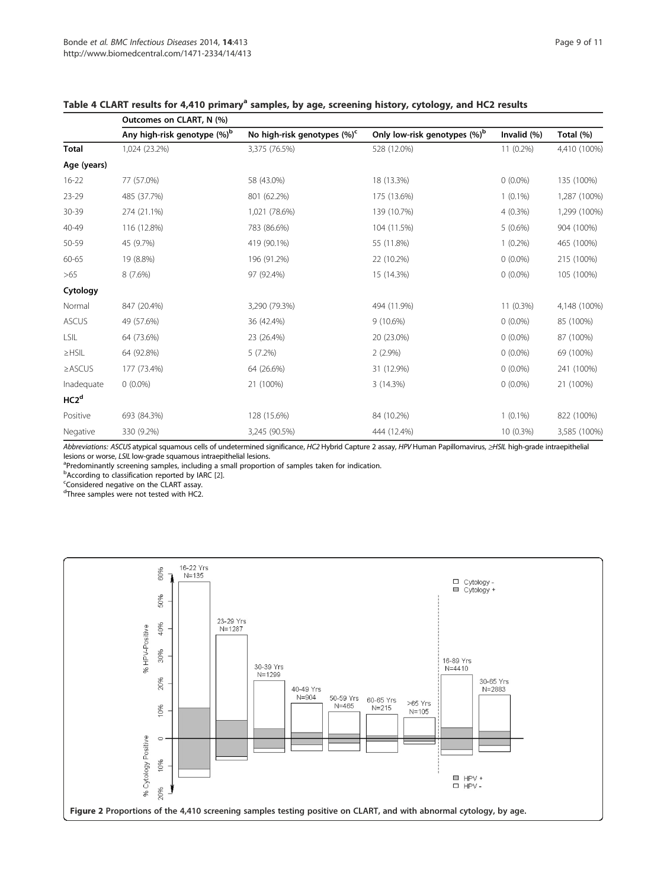**Table 4 CLART results for 4,410 primary[a] samples, by age, screening history, cytology, and HC2 results**

| | Outcomes on CLART, N (%) | | | | |
|---|---|---|---|---|---|
| | Any high-risk genotype (%)[b] | No high-risk genotypes (%)[c] | Only low-risk genotypes (%)[b] | Invalid (%) | Total (%) |
| **Total** | 1,024 (23.2%) | 3,375 (76.5%) | 528 (12.0%) | 11 (0.2%) | 4,410 (100%) |
| **Age (years)** | | | | | |
| 16-22 | 77 (57.0%) | 58 (43.0%) | 18 (13.3%) | 0 (0.0%) | 135 (100%) |
| 23-29 | 485 (37.7%) | 801 (62.2%) | 175 (13.6%) | 1 (0.1%) | 1,287 (100%) |
| 30-39 | 274 (21.1%) | 1,021 (78.6%) | 139 (10.7%) | 4 (0.3%) | 1,299 (100%) |
| 40-49 | 116 (12.8%) | 783 (86.6%) | 104 (11.5%) | 5 (0.6%) | 904 (100%) |
| 50-59 | 45 (9.7%) | 419 (90.1%) | 55 (11.8%) | 1 (0.2%) | 465 (100%) |
| 60-65 | 19 (8.8%) | 196 (91.2%) | 22 (10.2%) | 0 (0.0%) | 215 (100%) |
| >65 | 8 (7.6%) | 97 (92.4%) | 15 (14.3%) | 0 (0.0%) | 105 (100%) |
| **Cytology** | | | | | |
| Normal | 847 (20.4%) | 3,290 (79.3%) | 494 (11.9%) | 11 (0.3%) | 4,148 (100%) |
| ASCUS | 49 (57.6%) | 36 (42.4%) | 9 (10.6%) | 0 (0.0%) | 85 (100%) |
| LSIL | 64 (73.6%) | 23 (26.4%) | 20 (23.0%) | 0 (0.0%) | 87 (100%) |
| ≥HSIL | 64 (92.8%) | 5 (7.2%) | 2 (2.9%) | 0 (0.0%) | 69 (100%) |
| ≥ASCUS | 177 (73.4%) | 64 (26.6%) | 31 (12.9%) | 0 (0.0%) | 241 (100%) |
| Inadequate | 0 (0.0%) | 21 (100%) | 3 (14.3%) | 0 (0.0%) | 21 (100%) |
| **HC2[d]** | | | | | |
| Positive | 693 (84.3%) | 128 (15.6%) | 84 (10.2%) | 1 (0.1%) | 822 (100%) |
| Negative | 330 (9.2%) | 3,245 (90.5%) | 444 (12.4%) | 10 (0.3%) | 3,585 (100%) |

*Abbreviations: ASCUS* atypical squamous cells of undetermined significance, *HC2* Hybrid Capture 2 assay, *HPV* Human Papillomavirus, *≥HSIL* high-grade intraepithelial lesions or worse, *LSIL* low-grade squamous intraepithelial lesions.
[a]Predominantly screening samples, including a small proportion of samples taken for indication.
[b]According to classification reported by IARC [2].
[c]Considered negative on the CLART assay.
[d]Three samples were not tested with HC2.

**Figure 2** Proportions of the 4,410 screening samples testing positive on CLART, and with abnormal cytology, by age.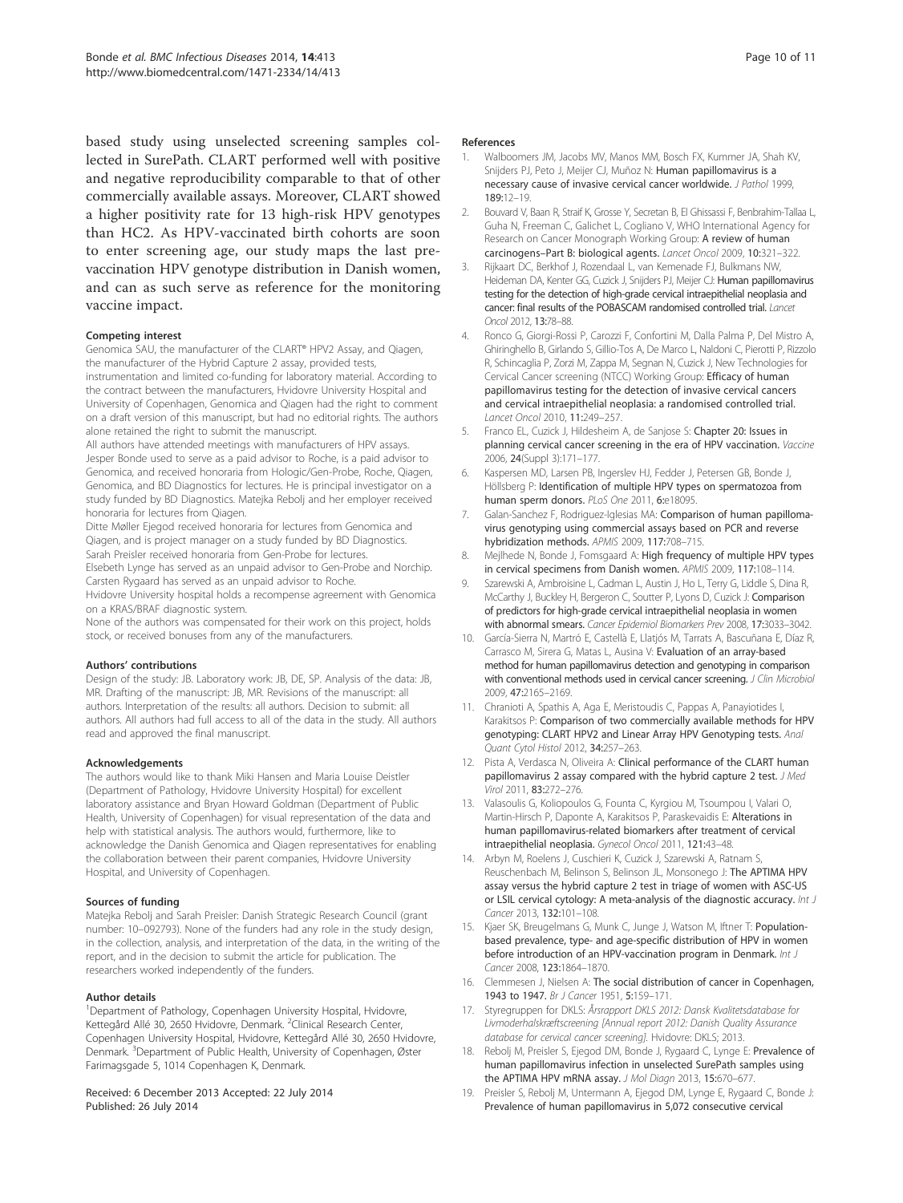based study using unselected screening samples collected in SurePath. CLART performed well with positive and negative reproducibility comparable to that of other commercially available assays. Moreover, CLART showed a higher positivity rate for 13 high-risk HPV genotypes than HC2. As HPV-vaccinated birth cohorts are soon to enter screening age, our study maps the last pre-vaccination HPV genotype distribution in Danish women, and can as such serve as reference for the monitoring vaccine impact.

#### Competing interest

Genomica SAU, the manufacturer of the CLART® HPV2 Assay, and Qiagen, the manufacturer of the Hybrid Capture 2 assay, provided tests, instrumentation and limited co-funding for laboratory material. According to the contract between the manufacturers, Hvidovre University Hospital and University of Copenhagen, Genomica and Qiagen had the right to comment on a draft version of this manuscript, but had no editorial rights. The authors alone retained the right to submit the manuscript.

All authors have attended meetings with manufacturers of HPV assays. Jesper Bonde used to serve as a paid advisor to Roche, is a paid advisor to Genomica, and received honoraria from Hologic/Gen-Probe, Roche, Qiagen, Genomica, and BD Diagnostics for lectures. He is principal investigator on a study funded by BD Diagnostics. Matejka Rebolj and her employer received honoraria for lectures from Qiagen.

Ditte Møller Ejegod received honoraria for lectures from Genomica and Qiagen, and is project manager on a study funded by BD Diagnostics.

Sarah Preisler received honoraria from Gen-Probe for lectures.

Elsebeth Lynge has served as an unpaid advisor to Gen-Probe and Norchip.

Carsten Rygaard has served as an unpaid advisor to Roche.

Hvidovre University hospital holds a recompense agreement with Genomica on a KRAS/BRAF diagnostic system.

None of the authors was compensated for their work on this project, holds stock, or received bonuses from any of the manufacturers.

#### Authors' contributions

Design of the study: JB. Laboratory work: JB, DE, SP. Analysis of the data: JB, MR. Drafting of the manuscript: JB, MR. Revisions of the manuscript: all authors. Interpretation of the results: all authors. Decision to submit: all authors. All authors had full access to all of the data in the study. All authors read and approved the final manuscript.

#### Acknowledgements

The authors would like to thank Miki Hansen and Maria Louise Deistler (Department of Pathology, Hvidovre University Hospital) for excellent laboratory assistance and Bryan Howard Goldman (Department of Public Health, University of Copenhagen) for visual representation of the data and help with statistical analysis. The authors would, furthermore, like to acknowledge the Danish Genomica and Qiagen representatives for enabling the collaboration between their parent companies, Hvidovre University Hospital, and University of Copenhagen.

#### Sources of funding

Matejka Rebolj and Sarah Preisler: Danish Strategic Research Council (grant number: 10–092793). None of the funders had any role in the study design, in the collection, analysis, and interpretation of the data, in the writing of the report, and in the decision to submit the article for publication. The researchers worked independently of the funders.

#### Author details

[1]Department of Pathology, Copenhagen University Hospital, Hvidovre, Kettegård Allé 30, 2650 Hvidovre, Denmark. [2]Clinical Research Center, Copenhagen University Hospital, Hvidovre, Kettegård Allé 30, 2650 Hvidovre, Denmark. [3]Department of Public Health, University of Copenhagen, Øster Farimagsgade 5, 1014 Copenhagen K, Denmark.

Received: 6 December 2013 Accepted: 22 July 2014
Published: 26 July 2014

#### References

1. Walboomers JM, Jacobs MV, Manos MM, Bosch FX, Kummer JA, Shah KV, Snijders PJ, Peto J, Meijer CJ, Muñoz N: **Human papillomavirus is a necessary cause of invasive cervical cancer worldwide.** *J Pathol* 1999, **189:**12–19.
2. Bouvard V, Baan R, Straif K, Grosse Y, Secretan B, El Ghissassi F, Benbrahim-Tallaa L, Guha N, Freeman C, Galichet L, Cogliano V, WHO International Agency for Research on Cancer Monograph Working Group: **A review of human carcinogens–Part B: biological agents.** *Lancet Oncol* 2009, **10:**321–322.
3. Rijkaart DC, Berkhof J, Rozendaal L, van Kemenade FJ, Bulkmans NW, Heideman DA, Kenter GG, Cuzick J, Snijders PJ, Meijer CJ: **Human papillomavirus testing for the detection of high-grade cervical intraepithelial neoplasia and cancer: final results of the POBASCAM randomised controlled trial.** *Lancet Oncol* 2012, **13:**78–88.
4. Ronco G, Giorgi-Rossi P, Carozzi F, Confortini M, Dalla Palma P, Del Mistro A, Ghiringhello B, Girlando S, Gillio-Tos A, De Marco L, Naldoni C, Pierotti P, Rizzolo R, Schincaglia P, Zorzi M, Zappa M, Segnan N, Cuzick J, New Technologies for Cervical Cancer screening (NTCC) Working Group: **Efficacy of human papillomavirus testing for the detection of invasive cervical cancers and cervical intraepithelial neoplasia: a randomised controlled trial.** *Lancet Oncol* 2010, **11:**249–257.
5. Franco EL, Cuzick J, Hildesheim A, de Sanjose S: **Chapter 20: Issues in planning cervical cancer screening in the era of HPV vaccination.** *Vaccine* 2006, **24**(Suppl 3):171–177.
6. Kaspersen MD, Larsen PB, Ingerslev HJ, Fedder J, Petersen GB, Bonde J, Höllsberg P: **Identification of multiple HPV types on spermatozoa from human sperm donors.** *PLoS One* 2011, **6:**e18095.
7. Galan-Sanchez F, Rodriguez-Iglesias MA: **Comparison of human papillomavirus genotyping using commercial assays based on PCR and reverse hybridization methods.** *APMIS* 2009, **117:**708–715.
8. Mejlhede N, Bonde J, Fomsgaard A: **High frequency of multiple HPV types in cervical specimens from Danish women.** *APMIS* 2009, **117:**108–114.
9. Szarewski A, Ambroisine L, Cadman L, Austin J, Ho L, Terry G, Liddle S, Dina R, McCarthy J, Buckley H, Bergeron C, Soutter P, Lyons D, Cuzick J: **Comparison of predictors for high-grade cervical intraepithelial neoplasia in women with abnormal smears.** *Cancer Epidemiol Biomarkers Prev* 2008, **17:**3033–3042.
10. García-Sierra N, Martró E, Castellà E, Llatjós M, Tarrats A, Bascuñana E, Díaz R, Carrasco M, Sirera G, Matas L, Ausina V: **Evaluation of an array-based method for human papillomavirus detection and genotyping in comparison with conventional methods used in cervical cancer screening.** *J Clin Microbiol* 2009, **47:**2165–2169.
11. Chranioti A, Spathis A, Aga E, Meristoudis C, Pappas A, Panayiotides I, Karakitsos P: **Comparison of two commercially available methods for HPV genotyping: CLART HPV2 and Linear Array HPV Genotyping tests.** *Anal Quant Cytol Histol* 2012, **34:**257–263.
12. Pista A, Verdasca N, Oliveira A: **Clinical performance of the CLART human papillomavirus 2 assay compared with the hybrid capture 2 test.** *J Med Virol* 2011, **83:**272–276.
13. Valasoulis G, Koliopoulos G, Founta C, Kyrgiou M, Tsoumpou I, Valari O, Martin-Hirsch P, Daponte A, Karakitsos P, Paraskevaidis E: **Alterations in human papillomavirus-related biomarkers after treatment of cervical intraepithelial neoplasia.** *Gynecol Oncol* 2011, **121:**43–48.
14. Arbyn M, Roelens J, Cuschieri K, Cuzick J, Szarewski A, Ratnam S, Reuschenbach M, Belinson S, Belinson JL, Monsonego J: **The APTIMA HPV assay versus the hybrid capture 2 test in triage of women with ASC-US or LSIL cervical cytology: A meta-analysis of the diagnostic accuracy.** *Int J Cancer* 2013, **132:**101–108.
15. Kjaer SK, Breugelmans G, Munk C, Junge J, Watson M, Iftner T: **Population-based prevalence, type- and age-specific distribution of HPV in women before introduction of an HPV-vaccination program in Denmark.** *Int J Cancer* 2008, **123:**1864–1870.
16. Clemmesen J, Nielsen A: **The social distribution of cancer in Copenhagen, 1943 to 1947.** *Br J Cancer* 1951, **5:**159–171.
17. Styregruppen for DKLS: *Årsrapport DKLS 2012: Dansk Kvalitetsdatabase for Livmoderhalskræftscreening [Annual report 2012: Danish Quality Assurance database for cervical cancer screening].* Hvidovre: DKLS; 2013.
18. Rebolj M, Preisler S, Ejegod DM, Bonde J, Rygaard C, Lynge E: **Prevalence of human papillomavirus infection in unselected SurePath samples using the APTIMA HPV mRNA assay.** *J Mol Diagn* 2013, **15:**670–677.
19. Preisler S, Rebolj M, Untermann A, Ejegod DM, Lynge E, Rygaard C, Bonde J: **Prevalence of human papillomavirus in 5,072 consecutive cervical**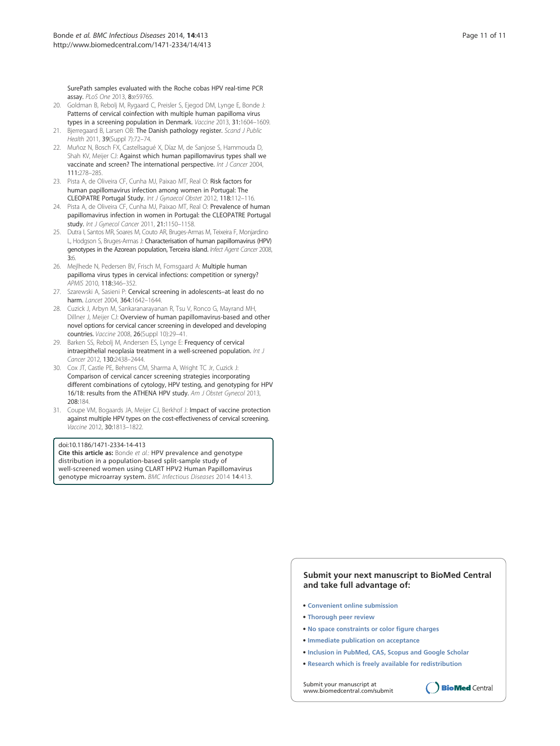SurePath samples evaluated with the Roche cobas HPV real-time PCR assay. *PLoS One* 2013, **8:**e59765.

20. Goldman B, Rebolj M, Rygaard C, Preisler S, Ejegod DM, Lynge E, Bonde J: **Patterns of cervical coinfection with multiple human papilloma virus types in a screening population in Denmark.** *Vaccine* 2013, **31:**1604–1609.
21. Bjerregaard B, Larsen OB: **The Danish pathology register.** *Scand J Public Health* 2011, **39**(Suppl 7):72–74.
22. Muñoz N, Bosch FX, Castellsagué X, Díaz M, de Sanjose S, Hammouda D, Shah KV, Meijer CJ: **Against which human papillomavirus types shall we vaccinate and screen? The international perspective.** *Int J Cancer* 2004, **111:**278–285.
23. Pista A, de Oliveira CF, Cunha MJ, Paixao MT, Real O: **Risk factors for human papillomavirus infection among women in Portugal: The CLEOPATRE Portugal Study.** *Int J Gynaecol Obstet* 2012, **118:**112–116.
24. Pista A, de Oliveira CF, Cunha MJ, Paixao MT, Real O: **Prevalence of human papillomavirus infection in women in Portugal: the CLEOPATRE Portugal study.** *Int J Gynecol Cancer* 2011, **21:**1150–1158.
25. Dutra I, Santos MR, Soares M, Couto AR, Bruges-Armas M, Teixeira F, Monjardino L, Hodgson S, Bruges-Armas J: **Characterisation of human papillomavirus (HPV) genotypes in the Azorean population, Terceira island.** *Infect Agent Cancer* 2008, **3:**6.
26. Mejlhede N, Pedersen BV, Frisch M, Fomsgaard A: **Multiple human papilloma virus types in cervical infections: competition or synergy?** *APMIS* 2010, **118:**346–352.
27. Szarewski A, Sasieni P: **Cervical screening in adolescents–at least do no harm.** *Lancet* 2004, **364:**1642–1644.
28. Cuzick J, Arbyn M, Sankaranarayanan R, Tsu V, Ronco G, Mayrand MH, Dillner J, Meijer CJ: **Overview of human papillomavirus-based and other novel options for cervical cancer screening in developed and developing countries.** *Vaccine* 2008, **26**(Suppl 10):29–41.
29. Barken SS, Rebolj M, Andersen ES, Lynge E: **Frequency of cervical intraepithelial neoplasia treatment in a well-screened population.** *Int J Cancer* 2012, **130:**2438–2444.
30. Cox JT, Castle PE, Behrens CM, Sharma A, Wright TC Jr, Cuzick J: **Comparison of cervical cancer screening strategies incorporating different combinations of cytology, HPV testing, and genotyping for HPV 16/18: results from the ATHENA HPV study.** *Am J Obstet Gynecol* 2013, **208:**184.
31. Coupe VM, Bogaards JA, Meijer CJ, Berkhof J: **Impact of vaccine protection against multiple HPV types on the cost-effectiveness of cervical screening.** *Vaccine* 2012, **30:**1813–1822.

doi:10.1186/1471-2334-14-413
**Cite this article as:** Bonde *et al.*: HPV prevalence and genotype distribution in a population-based split-sample study of well-screened women using CLART HPV2 Human Papillomavirus genotype microarray system. *BMC Infectious Diseases* 2014 **14**:413.

**Submit your next manuscript to BioMed Central and take full advantage of:**

- **Convenient online submission**
- **Thorough peer review**
- **No space constraints or color figure charges**
- **Immediate publication on acceptance**
- **Inclusion in PubMed, CAS, Scopus and Google Scholar**
- **Research which is freely available for redistribution**

Submit your manuscript at
www.biomedcentral.com/submit

BioMed Central